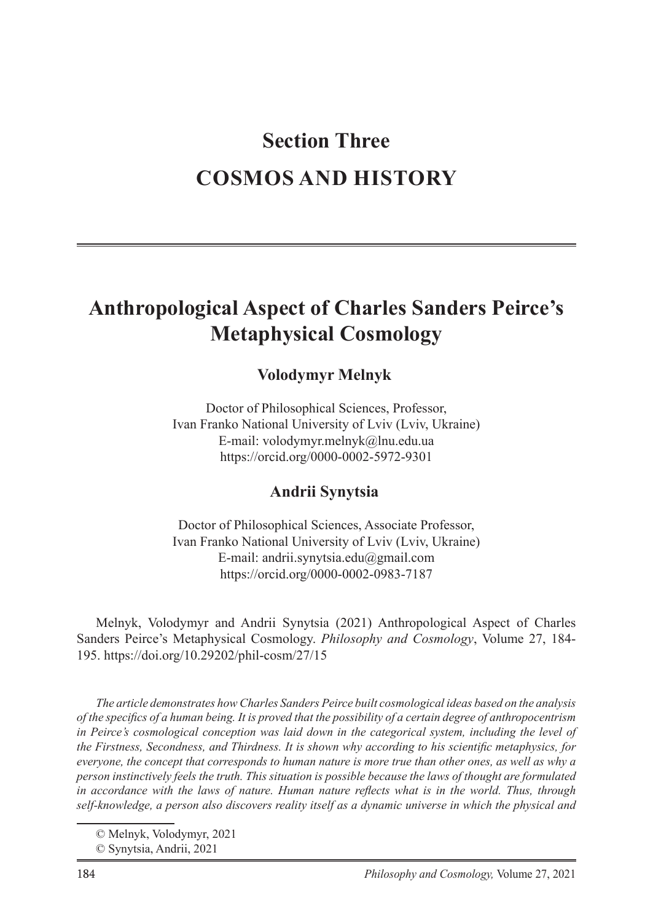# Section Three

# COSMOS AND HISTORY

## Anthropological Aspect of Charles Sanders Peirce's Metaphysical Cosmology

**Volodymyr Melnyk**

Doctor of Philosophical Sciences, Professor,
Ivan Franko National University of Lviv (Lviv, Ukraine)
E-mail: volodymyr.melnyk@lnu.edu.ua
https://orcid.org/0000-0002-5972-9301

**Andrii Synytsia**

Doctor of Philosophical Sciences, Associate Professor,
Ivan Franko National University of Lviv (Lviv, Ukraine)
E-mail: andrii.synytsia.edu@gmail.com
https://orcid.org/0000-0002-0983-7187

Melnyk, Volodymyr and Andrii Synytsia (2021) Anthropological Aspect of Charles Sanders Peirce's Metaphysical Cosmology. *Philosophy and Cosmology*, Volume 27, 184-195. https://doi.org/10.29202/phil-cosm/27/15

*The article demonstrates how Charles Sanders Peirce built cosmological ideas based on the analysis of the specifics of a human being. It is proved that the possibility of a certain degree of anthropocentrism in Peirce's cosmological conception was laid down in the categorical system, including the level of the Firstness, Secondness, and Thirdness. It is shown why according to his scientific metaphysics, for everyone, the concept that corresponds to human nature is more true than other ones, as well as why a person instinctively feels the truth. This situation is possible because the laws of thought are formulated in accordance with the laws of nature. Human nature reflects what is in the world. Thus, through self-knowledge, a person also discovers reality itself as a dynamic universe in which the physical and*

© Melnyk, Volodymyr, 2021
© Synytsia, Andrii, 2021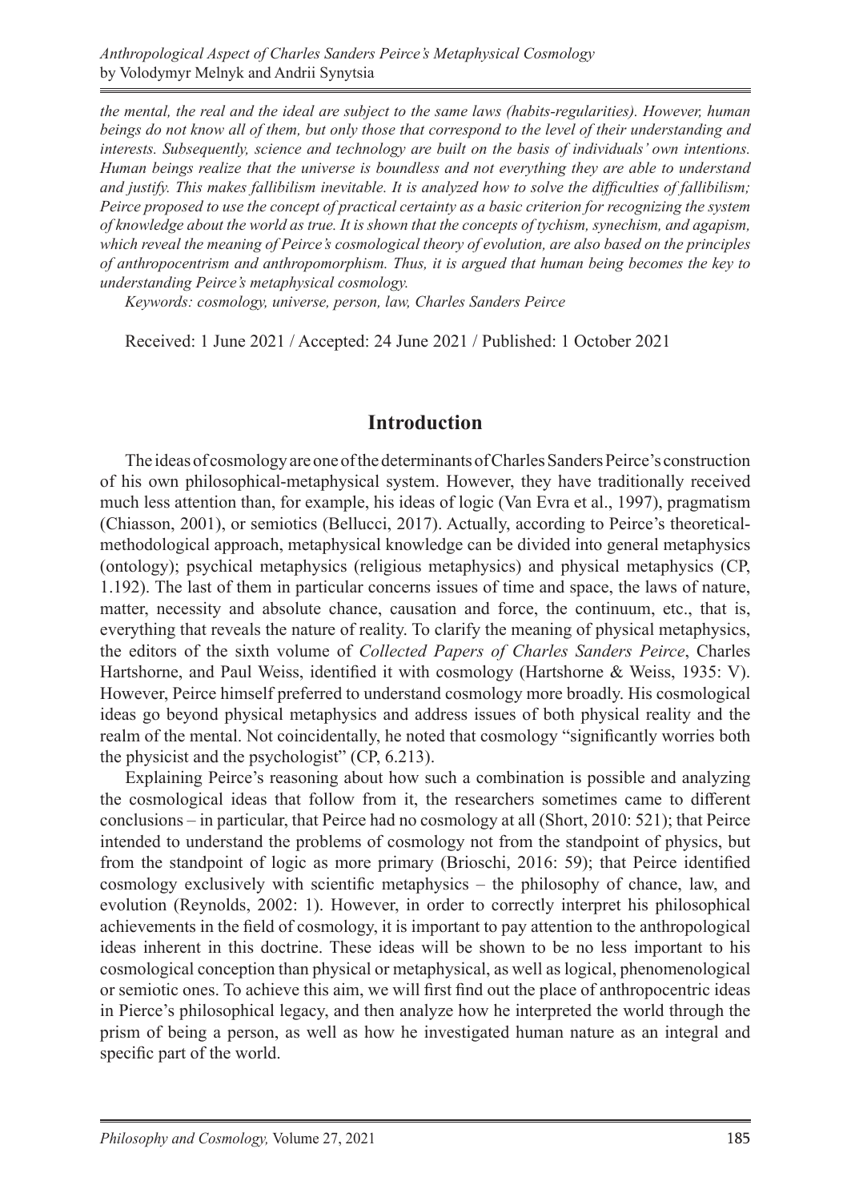*the mental, the real and the ideal are subject to the same laws (habits-regularities). However, human beings do not know all of them, but only those that correspond to the level of their understanding and interests. Subsequently, science and technology are built on the basis of individuals' own intentions. Human beings realize that the universe is boundless and not everything they are able to understand and justify. This makes fallibilism inevitable. It is analyzed how to solve the difficulties of fallibilism; Peirce proposed to use the concept of practical certainty as a basic criterion for recognizing the system of knowledge about the world as true. It is shown that the concepts of tychism, synechism, and agapism, which reveal the meaning of Peirce's cosmological theory of evolution, are also based on the principles of anthropocentrism and anthropomorphism. Thus, it is argued that human being becomes the key to understanding Peirce's metaphysical cosmology.*

*Keywords: cosmology, universe, person, law, Charles Sanders Peirce*

Received: 1 June 2021 / Accepted: 24 June 2021 / Published: 1 October 2021

## Introduction

The ideas of cosmology are one of the determinants of Charles Sanders Peirce's construction of his own philosophical-metaphysical system. However, they have traditionally received much less attention than, for example, his ideas of logic (Van Evra et al., 1997), pragmatism (Chiasson, 2001), or semiotics (Bellucci, 2017). Actually, according to Peirce's theoretical-methodological approach, metaphysical knowledge can be divided into general metaphysics (ontology); psychical metaphysics (religious metaphysics) and physical metaphysics (CP, 1.192). The last of them in particular concerns issues of time and space, the laws of nature, matter, necessity and absolute chance, causation and force, the continuum, etc., that is, everything that reveals the nature of reality. To clarify the meaning of physical metaphysics, the editors of the sixth volume of *Collected Papers of Charles Sanders Peirce*, Charles Hartshorne, and Paul Weiss, identified it with cosmology (Hartshorne & Weiss, 1935: V). However, Peirce himself preferred to understand cosmology more broadly. His cosmological ideas go beyond physical metaphysics and address issues of both physical reality and the realm of the mental. Not coincidentally, he noted that cosmology "significantly worries both the physicist and the psychologist" (CP, 6.213).

Explaining Peirce's reasoning about how such a combination is possible and analyzing the cosmological ideas that follow from it, the researchers sometimes came to different conclusions – in particular, that Peirce had no cosmology at all (Short, 2010: 521); that Peirce intended to understand the problems of cosmology not from the standpoint of physics, but from the standpoint of logic as more primary (Brioschi, 2016: 59); that Peirce identified cosmology exclusively with scientific metaphysics – the philosophy of chance, law, and evolution (Reynolds, 2002: 1). However, in order to correctly interpret his philosophical achievements in the field of cosmology, it is important to pay attention to the anthropological ideas inherent in this doctrine. These ideas will be shown to be no less important to his cosmological conception than physical or metaphysical, as well as logical, phenomenological or semiotic ones. To achieve this aim, we will first find out the place of anthropocentric ideas in Pierce's philosophical legacy, and then analyze how he interpreted the world through the prism of being a person, as well as how he investigated human nature as an integral and specific part of the world.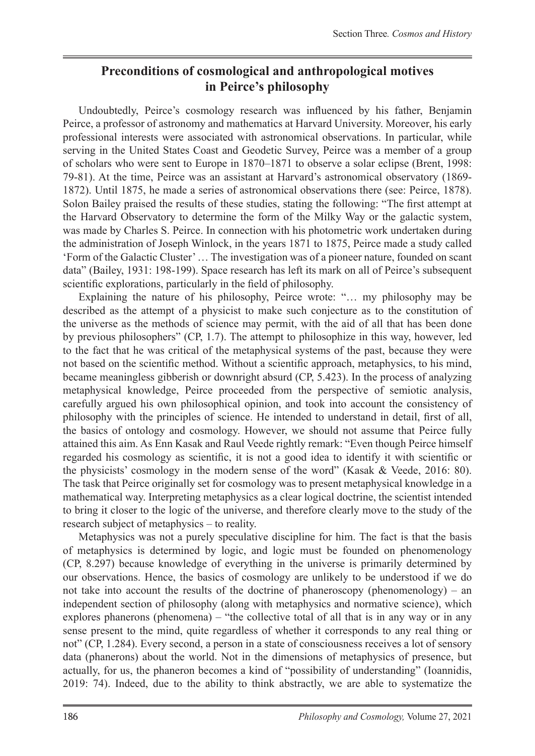## Preconditions of cosmological and anthropological motives in Peirce's philosophy

Undoubtedly, Peirce's cosmology research was influenced by his father, Benjamin Peirce, a professor of astronomy and mathematics at Harvard University. Moreover, his early professional interests were associated with astronomical observations. In particular, while serving in the United States Coast and Geodetic Survey, Peirce was a member of a group of scholars who were sent to Europe in 1870–1871 to observe a solar eclipse (Brent, 1998: 79-81). At the time, Peirce was an assistant at Harvard's astronomical observatory (1869-1872). Until 1875, he made a series of astronomical observations there (see: Peirce, 1878). Solon Bailey praised the results of these studies, stating the following: "The first attempt at the Harvard Observatory to determine the form of the Milky Way or the galactic system, was made by Charles S. Peirce. In connection with his photometric work undertaken during the administration of Joseph Winlock, in the years 1871 to 1875, Peirce made a study called 'Form of the Galactic Cluster' … The investigation was of a pioneer nature, founded on scant data" (Bailey, 1931: 198-199). Space research has left its mark on all of Peirce's subsequent scientific explorations, particularly in the field of philosophy.

Explaining the nature of his philosophy, Peirce wrote: "… my philosophy may be described as the attempt of a physicist to make such conjecture as to the constitution of the universe as the methods of science may permit, with the aid of all that has been done by previous philosophers" (CP, 1.7). The attempt to philosophize in this way, however, led to the fact that he was critical of the metaphysical systems of the past, because they were not based on the scientific method. Without a scientific approach, metaphysics, to his mind, became meaningless gibberish or downright absurd (CP, 5.423). In the process of analyzing metaphysical knowledge, Peirce proceeded from the perspective of semiotic analysis, carefully argued his own philosophical opinion, and took into account the consistency of philosophy with the principles of science. He intended to understand in detail, first of all, the basics of ontology and cosmology. However, we should not assume that Peirce fully attained this aim. As Enn Kasak and Raul Veede rightly remark: "Even though Peirce himself regarded his cosmology as scientific, it is not a good idea to identify it with scientific or the physicists' cosmology in the modern sense of the word" (Kasak & Veede, 2016: 80). The task that Peirce originally set for cosmology was to present metaphysical knowledge in a mathematical way. Interpreting metaphysics as a clear logical doctrine, the scientist intended to bring it closer to the logic of the universe, and therefore clearly move to the study of the research subject of metaphysics – to reality.

Metaphysics was not a purely speculative discipline for him. The fact is that the basis of metaphysics is determined by logic, and logic must be founded on phenomenology (CP, 8.297) because knowledge of everything in the universe is primarily determined by our observations. Hence, the basics of cosmology are unlikely to be understood if we do not take into account the results of the doctrine of phaneroscopy (phenomenology) – an independent section of philosophy (along with metaphysics and normative science), which explores phanerons (phenomena) – "the collective total of all that is in any way or in any sense present to the mind, quite regardless of whether it corresponds to any real thing or not" (CP, 1.284). Every second, a person in a state of consciousness receives a lot of sensory data (phanerons) about the world. Not in the dimensions of metaphysics of presence, but actually, for us, the phaneron becomes a kind of "possibility of understanding" (Ioannidis, 2019: 74). Indeed, due to the ability to think abstractly, we are able to systematize the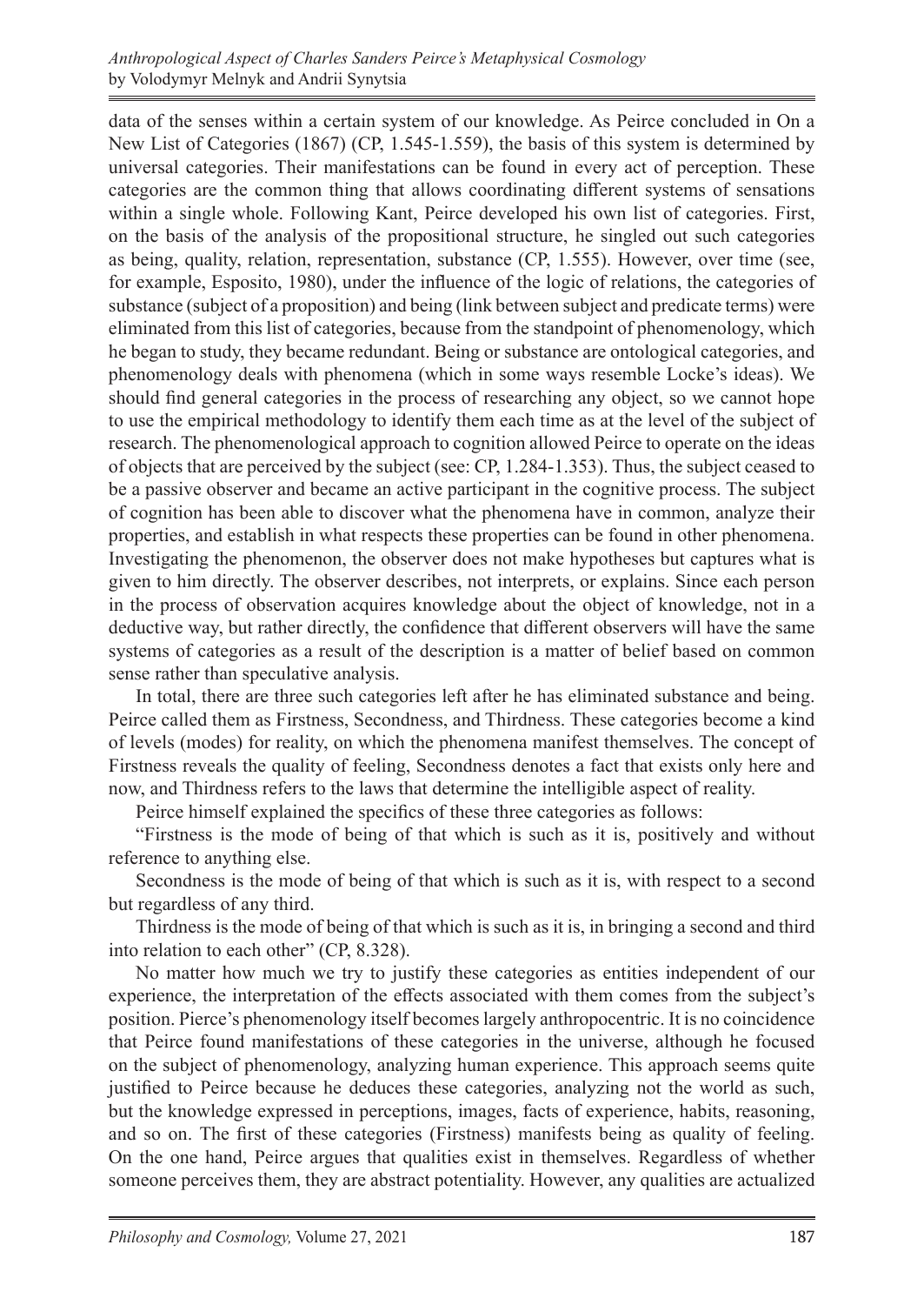data of the senses within a certain system of our knowledge. As Peirce concluded in On a New List of Categories (1867) (CP, 1.545-1.559), the basis of this system is determined by universal categories. Their manifestations can be found in every act of perception. These categories are the common thing that allows coordinating different systems of sensations within a single whole. Following Kant, Peirce developed his own list of categories. First, on the basis of the analysis of the propositional structure, he singled out such categories as being, quality, relation, representation, substance (CP, 1.555). However, over time (see, for example, Esposito, 1980), under the influence of the logic of relations, the categories of substance (subject of a proposition) and being (link between subject and predicate terms) were eliminated from this list of categories, because from the standpoint of phenomenology, which he began to study, they became redundant. Being or substance are ontological categories, and phenomenology deals with phenomena (which in some ways resemble Locke's ideas). We should find general categories in the process of researching any object, so we cannot hope to use the empirical methodology to identify them each time as at the level of the subject of research. The phenomenological approach to cognition allowed Peirce to operate on the ideas of objects that are perceived by the subject (see: CP, 1.284-1.353). Thus, the subject ceased to be a passive observer and became an active participant in the cognitive process. The subject of cognition has been able to discover what the phenomena have in common, analyze their properties, and establish in what respects these properties can be found in other phenomena. Investigating the phenomenon, the observer does not make hypotheses but captures what is given to him directly. The observer describes, not interprets, or explains. Since each person in the process of observation acquires knowledge about the object of knowledge, not in a deductive way, but rather directly, the confidence that different observers will have the same systems of categories as a result of the description is a matter of belief based on common sense rather than speculative analysis.

In total, there are three such categories left after he has eliminated substance and being. Peirce called them as Firstness, Secondness, and Thirdness. These categories become a kind of levels (modes) for reality, on which the phenomena manifest themselves. The concept of Firstness reveals the quality of feeling, Secondness denotes a fact that exists only here and now, and Thirdness refers to the laws that determine the intelligible aspect of reality.

Peirce himself explained the specifics of these three categories as follows:

"Firstness is the mode of being of that which is such as it is, positively and without reference to anything else.

Secondness is the mode of being of that which is such as it is, with respect to a second but regardless of any third.

Thirdness is the mode of being of that which is such as it is, in bringing a second and third into relation to each other" (CP, 8.328).

No matter how much we try to justify these categories as entities independent of our experience, the interpretation of the effects associated with them comes from the subject's position. Pierce's phenomenology itself becomes largely anthropocentric. It is no coincidence that Peirce found manifestations of these categories in the universe, although he focused on the subject of phenomenology, analyzing human experience. This approach seems quite justified to Peirce because he deduces these categories, analyzing not the world as such, but the knowledge expressed in perceptions, images, facts of experience, habits, reasoning, and so on. The first of these categories (Firstness) manifests being as quality of feeling. On the one hand, Peirce argues that qualities exist in themselves. Regardless of whether someone perceives them, they are abstract potentiality. However, any qualities are actualized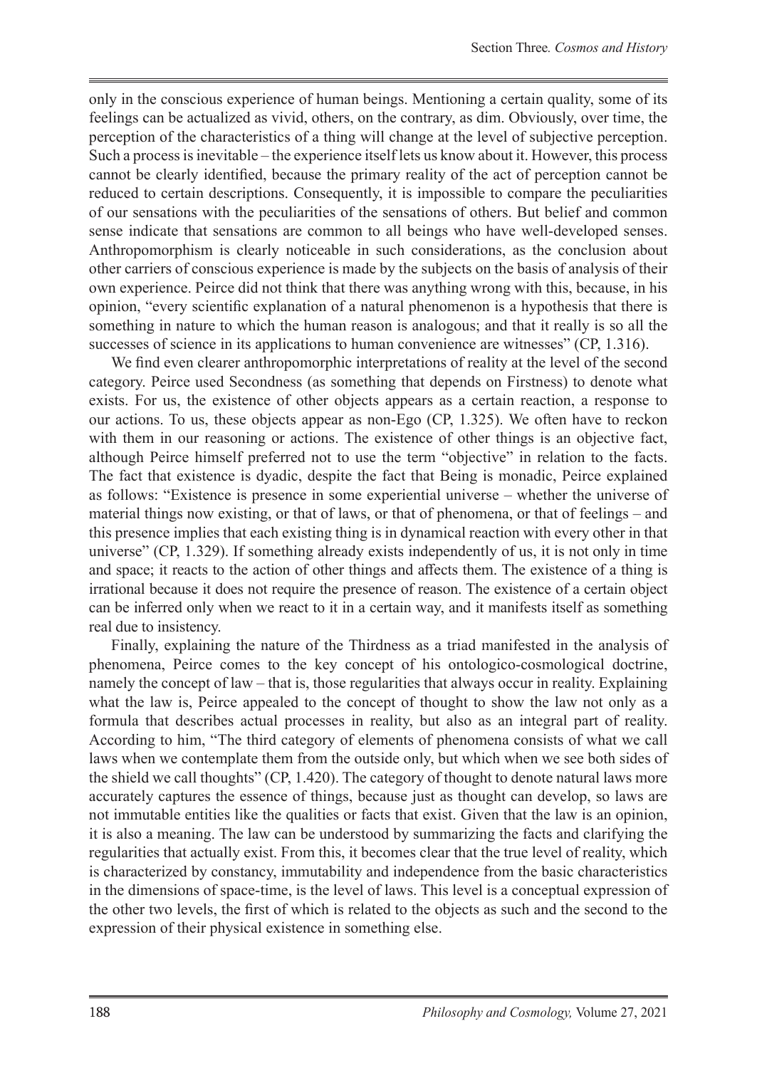only in the conscious experience of human beings. Mentioning a certain quality, some of its feelings can be actualized as vivid, others, on the contrary, as dim. Obviously, over time, the perception of the characteristics of a thing will change at the level of subjective perception. Such a process is inevitable – the experience itself lets us know about it. However, this process cannot be clearly identified, because the primary reality of the act of perception cannot be reduced to certain descriptions. Consequently, it is impossible to compare the peculiarities of our sensations with the peculiarities of the sensations of others. But belief and common sense indicate that sensations are common to all beings who have well-developed senses. Anthropomorphism is clearly noticeable in such considerations, as the conclusion about other carriers of conscious experience is made by the subjects on the basis of analysis of their own experience. Peirce did not think that there was anything wrong with this, because, in his opinion, "every scientific explanation of a natural phenomenon is a hypothesis that there is something in nature to which the human reason is analogous; and that it really is so all the successes of science in its applications to human convenience are witnesses" (CP, 1.316).

We find even clearer anthropomorphic interpretations of reality at the level of the second category. Peirce used Secondness (as something that depends on Firstness) to denote what exists. For us, the existence of other objects appears as a certain reaction, a response to our actions. To us, these objects appear as non-Ego (CP, 1.325). We often have to reckon with them in our reasoning or actions. The existence of other things is an objective fact, although Peirce himself preferred not to use the term "objective" in relation to the facts. The fact that existence is dyadic, despite the fact that Being is monadic, Peirce explained as follows: "Existence is presence in some experiential universe – whether the universe of material things now existing, or that of laws, or that of phenomena, or that of feelings – and this presence implies that each existing thing is in dynamical reaction with every other in that universe" (CP, 1.329). If something already exists independently of us, it is not only in time and space; it reacts to the action of other things and affects them. The existence of a thing is irrational because it does not require the presence of reason. The existence of a certain object can be inferred only when we react to it in a certain way, and it manifests itself as something real due to insistency.

Finally, explaining the nature of the Thirdness as a triad manifested in the analysis of phenomena, Peirce comes to the key concept of his ontologico-cosmological doctrine, namely the concept of law – that is, those regularities that always occur in reality. Explaining what the law is, Peirce appealed to the concept of thought to show the law not only as a formula that describes actual processes in reality, but also as an integral part of reality. According to him, "The third category of elements of phenomena consists of what we call laws when we contemplate them from the outside only, but which when we see both sides of the shield we call thoughts" (CP, 1.420). The category of thought to denote natural laws more accurately captures the essence of things, because just as thought can develop, so laws are not immutable entities like the qualities or facts that exist. Given that the law is an opinion, it is also a meaning. The law can be understood by summarizing the facts and clarifying the regularities that actually exist. From this, it becomes clear that the true level of reality, which is characterized by constancy, immutability and independence from the basic characteristics in the dimensions of space-time, is the level of laws. This level is a conceptual expression of the other two levels, the first of which is related to the objects as such and the second to the expression of their physical existence in something else.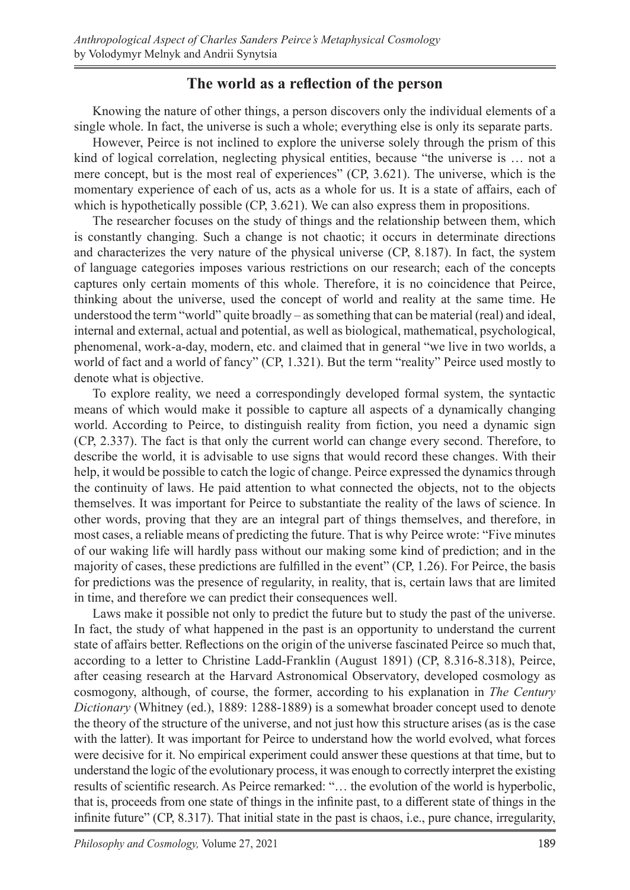## The world as a reflection of the person

Knowing the nature of other things, a person discovers only the individual elements of a single whole. In fact, the universe is such a whole; everything else is only its separate parts.

However, Peirce is not inclined to explore the universe solely through the prism of this kind of logical correlation, neglecting physical entities, because "the universe is … not a mere concept, but is the most real of experiences" (CP, 3.621). The universe, which is the momentary experience of each of us, acts as a whole for us. It is a state of affairs, each of which is hypothetically possible (CP, 3.621). We can also express them in propositions.

The researcher focuses on the study of things and the relationship between them, which is constantly changing. Such a change is not chaotic; it occurs in determinate directions and characterizes the very nature of the physical universe (CP, 8.187). In fact, the system of language categories imposes various restrictions on our research; each of the concepts captures only certain moments of this whole. Therefore, it is no coincidence that Peirce, thinking about the universe, used the concept of world and reality at the same time. He understood the term "world" quite broadly – as something that can be material (real) and ideal, internal and external, actual and potential, as well as biological, mathematical, psychological, phenomenal, work-a-day, modern, etc. and claimed that in general "we live in two worlds, a world of fact and a world of fancy" (CP, 1.321). But the term "reality" Peirce used mostly to denote what is objective.

To explore reality, we need a correspondingly developed formal system, the syntactic means of which would make it possible to capture all aspects of a dynamically changing world. According to Peirce, to distinguish reality from fiction, you need a dynamic sign (CP, 2.337). The fact is that only the current world can change every second. Therefore, to describe the world, it is advisable to use signs that would record these changes. With their help, it would be possible to catch the logic of change. Peirce expressed the dynamics through the continuity of laws. He paid attention to what connected the objects, not to the objects themselves. It was important for Peirce to substantiate the reality of the laws of science. In other words, proving that they are an integral part of things themselves, and therefore, in most cases, a reliable means of predicting the future. That is why Peirce wrote: "Five minutes of our waking life will hardly pass without our making some kind of prediction; and in the majority of cases, these predictions are fulfilled in the event" (CP, 1.26). For Peirce, the basis for predictions was the presence of regularity, in reality, that is, certain laws that are limited in time, and therefore we can predict their consequences well.

Laws make it possible not only to predict the future but to study the past of the universe. In fact, the study of what happened in the past is an opportunity to understand the current state of affairs better. Reflections on the origin of the universe fascinated Peirce so much that, according to a letter to Christine Ladd-Franklin (August 1891) (CP, 8.316-8.318), Peirce, after ceasing research at the Harvard Astronomical Observatory, developed cosmology as cosmogony, although, of course, the former, according to his explanation in *The Century Dictionary* (Whitney (ed.), 1889: 1288-1889) is a somewhat broader concept used to denote the theory of the structure of the universe, and not just how this structure arises (as is the case with the latter). It was important for Peirce to understand how the world evolved, what forces were decisive for it. No empirical experiment could answer these questions at that time, but to understand the logic of the evolutionary process, it was enough to correctly interpret the existing results of scientific research. As Peirce remarked: "… the evolution of the world is hyperbolic, that is, proceeds from one state of things in the infinite past, to a different state of things in the infinite future" (CP, 8.317). That initial state in the past is chaos, i.e., pure chance, irregularity,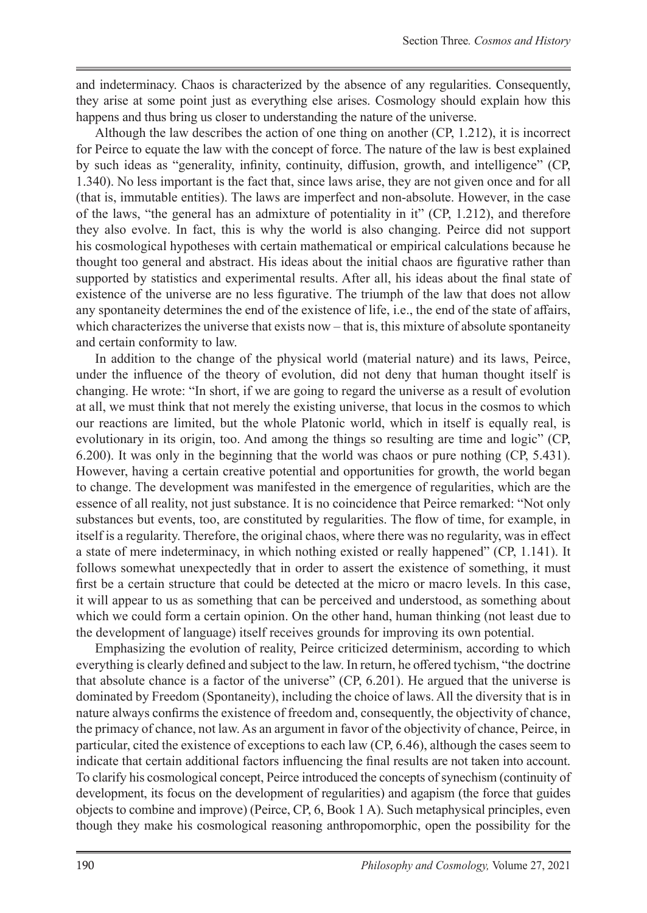and indeterminacy. Chaos is characterized by the absence of any regularities. Consequently, they arise at some point just as everything else arises. Cosmology should explain how this happens and thus bring us closer to understanding the nature of the universe.

Although the law describes the action of one thing on another (CP, 1.212), it is incorrect for Peirce to equate the law with the concept of force. The nature of the law is best explained by such ideas as "generality, infinity, continuity, diffusion, growth, and intelligence" (CP, 1.340). No less important is the fact that, since laws arise, they are not given once and for all (that is, immutable entities). The laws are imperfect and non-absolute. However, in the case of the laws, "the general has an admixture of potentiality in it" (CP, 1.212), and therefore they also evolve. In fact, this is why the world is also changing. Peirce did not support his cosmological hypotheses with certain mathematical or empirical calculations because he thought too general and abstract. His ideas about the initial chaos are figurative rather than supported by statistics and experimental results. After all, his ideas about the final state of existence of the universe are no less figurative. The triumph of the law that does not allow any spontaneity determines the end of the existence of life, i.e., the end of the state of affairs, which characterizes the universe that exists now – that is, this mixture of absolute spontaneity and certain conformity to law.

In addition to the change of the physical world (material nature) and its laws, Peirce, under the influence of the theory of evolution, did not deny that human thought itself is changing. He wrote: "In short, if we are going to regard the universe as a result of evolution at all, we must think that not merely the existing universe, that locus in the cosmos to which our reactions are limited, but the whole Platonic world, which in itself is equally real, is evolutionary in its origin, too. And among the things so resulting are time and logic" (CP, 6.200). It was only in the beginning that the world was chaos or pure nothing (CP, 5.431). However, having a certain creative potential and opportunities for growth, the world began to change. The development was manifested in the emergence of regularities, which are the essence of all reality, not just substance. It is no coincidence that Peirce remarked: "Not only substances but events, too, are constituted by regularities. The flow of time, for example, in itself is a regularity. Therefore, the original chaos, where there was no regularity, was in effect a state of mere indeterminacy, in which nothing existed or really happened" (CP, 1.141). It follows somewhat unexpectedly that in order to assert the existence of something, it must first be a certain structure that could be detected at the micro or macro levels. In this case, it will appear to us as something that can be perceived and understood, as something about which we could form a certain opinion. On the other hand, human thinking (not least due to the development of language) itself receives grounds for improving its own potential.

Emphasizing the evolution of reality, Peirce criticized determinism, according to which everything is clearly defined and subject to the law. In return, he offered tychism, "the doctrine that absolute chance is a factor of the universe" (CP, 6.201). He argued that the universe is dominated by Freedom (Spontaneity), including the choice of laws. All the diversity that is in nature always confirms the existence of freedom and, consequently, the objectivity of chance, the primacy of chance, not law. As an argument in favor of the objectivity of chance, Peirce, in particular, cited the existence of exceptions to each law (CP, 6.46), although the cases seem to indicate that certain additional factors influencing the final results are not taken into account. To clarify his cosmological concept, Peirce introduced the concepts of synechism (continuity of development, its focus on the development of regularities) and agapism (the force that guides objects to combine and improve) (Peirce, CP, 6, Book 1 A). Such metaphysical principles, even though they make his cosmological reasoning anthropomorphic, open the possibility for the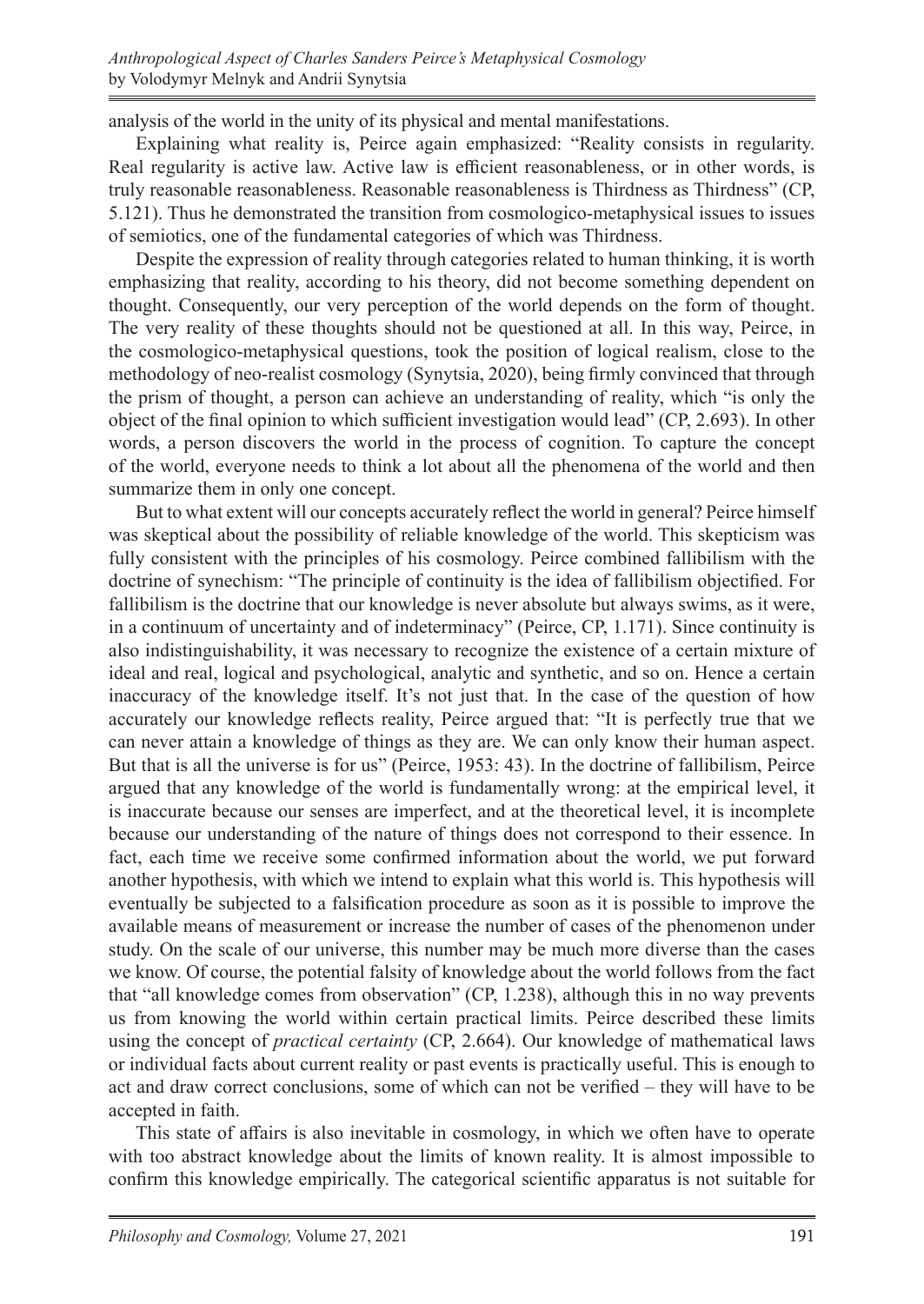analysis of the world in the unity of its physical and mental manifestations.

Explaining what reality is, Peirce again emphasized: "Reality consists in regularity. Real regularity is active law. Active law is efficient reasonableness, or in other words, is truly reasonable reasonableness. Reasonable reasonableness is Thirdness as Thirdness" (CP, 5.121). Thus he demonstrated the transition from cosmologico-metaphysical issues to issues of semiotics, one of the fundamental categories of which was Thirdness.

Despite the expression of reality through categories related to human thinking, it is worth emphasizing that reality, according to his theory, did not become something dependent on thought. Consequently, our very perception of the world depends on the form of thought. The very reality of these thoughts should not be questioned at all. In this way, Peirce, in the cosmologico-metaphysical questions, took the position of logical realism, close to the methodology of neo-realist cosmology (Synytsia, 2020), being firmly convinced that through the prism of thought, a person can achieve an understanding of reality, which "is only the object of the final opinion to which sufficient investigation would lead" (CP, 2.693). In other words, a person discovers the world in the process of cognition. To capture the concept of the world, everyone needs to think a lot about all the phenomena of the world and then summarize them in only one concept.

But to what extent will our concepts accurately reflect the world in general? Peirce himself was skeptical about the possibility of reliable knowledge of the world. This skepticism was fully consistent with the principles of his cosmology. Peirce combined fallibilism with the doctrine of synechism: "The principle of continuity is the idea of fallibilism objectified. For fallibilism is the doctrine that our knowledge is never absolute but always swims, as it were, in a continuum of uncertainty and of indeterminacy" (Peirce, CP, 1.171). Since continuity is also indistinguishability, it was necessary to recognize the existence of a certain mixture of ideal and real, logical and psychological, analytic and synthetic, and so on. Hence a certain inaccuracy of the knowledge itself. It's not just that. In the case of the question of how accurately our knowledge reflects reality, Peirce argued that: "It is perfectly true that we can never attain a knowledge of things as they are. We can only know their human aspect. But that is all the universe is for us" (Peirce, 1953: 43). In the doctrine of fallibilism, Peirce argued that any knowledge of the world is fundamentally wrong: at the empirical level, it is inaccurate because our senses are imperfect, and at the theoretical level, it is incomplete because our understanding of the nature of things does not correspond to their essence. In fact, each time we receive some confirmed information about the world, we put forward another hypothesis, with which we intend to explain what this world is. This hypothesis will eventually be subjected to a falsification procedure as soon as it is possible to improve the available means of measurement or increase the number of cases of the phenomenon under study. On the scale of our universe, this number may be much more diverse than the cases we know. Of course, the potential falsity of knowledge about the world follows from the fact that "all knowledge comes from observation" (CP, 1.238), although this in no way prevents us from knowing the world within certain practical limits. Peirce described these limits using the concept of *practical certainty* (CP, 2.664). Our knowledge of mathematical laws or individual facts about current reality or past events is practically useful. This is enough to act and draw correct conclusions, some of which can not be verified – they will have to be accepted in faith.

This state of affairs is also inevitable in cosmology, in which we often have to operate with too abstract knowledge about the limits of known reality. It is almost impossible to confirm this knowledge empirically. The categorical scientific apparatus is not suitable for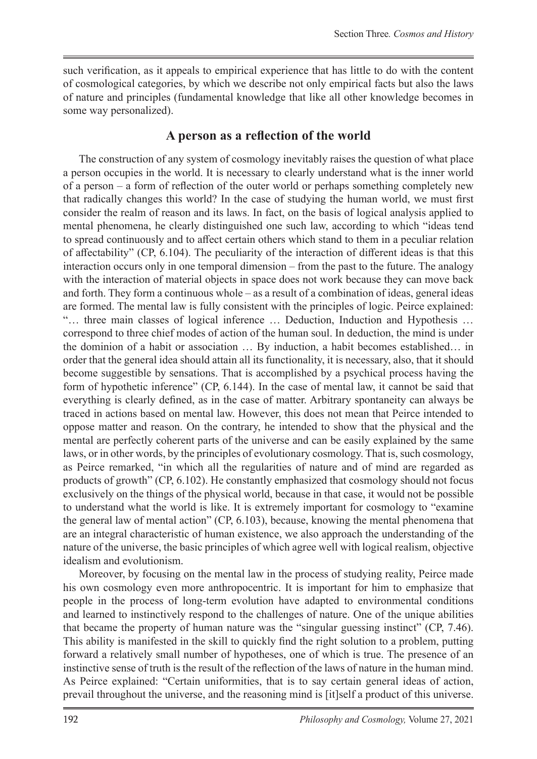such verification, as it appeals to empirical experience that has little to do with the content of cosmological categories, by which we describe not only empirical facts but also the laws of nature and principles (fundamental knowledge that like all other knowledge becomes in some way personalized).

## A person as a reflection of the world

The construction of any system of cosmology inevitably raises the question of what place a person occupies in the world. It is necessary to clearly understand what is the inner world of a person – a form of reflection of the outer world or perhaps something completely new that radically changes this world? In the case of studying the human world, we must first consider the realm of reason and its laws. In fact, on the basis of logical analysis applied to mental phenomena, he clearly distinguished one such law, according to which "ideas tend to spread continuously and to affect certain others which stand to them in a peculiar relation of affectability" (CP, 6.104). The peculiarity of the interaction of different ideas is that this interaction occurs only in one temporal dimension – from the past to the future. The analogy with the interaction of material objects in space does not work because they can move back and forth. They form a continuous whole – as a result of a combination of ideas, general ideas are formed. The mental law is fully consistent with the principles of logic. Peirce explained: "… three main classes of logical inference … Deduction, Induction and Hypothesis … correspond to three chief modes of action of the human soul. In deduction, the mind is under the dominion of a habit or association … By induction, a habit becomes established… in order that the general idea should attain all its functionality, it is necessary, also, that it should become suggestible by sensations. That is accomplished by a psychical process having the form of hypothetic inference" (CP, 6.144). In the case of mental law, it cannot be said that everything is clearly defined, as in the case of matter. Arbitrary spontaneity can always be traced in actions based on mental law. However, this does not mean that Peirce intended to oppose matter and reason. On the contrary, he intended to show that the physical and the mental are perfectly coherent parts of the universe and can be easily explained by the same laws, or in other words, by the principles of evolutionary cosmology. That is, such cosmology, as Peirce remarked, "in which all the regularities of nature and of mind are regarded as products of growth" (CP, 6.102). He constantly emphasized that cosmology should not focus exclusively on the things of the physical world, because in that case, it would not be possible to understand what the world is like. It is extremely important for cosmology to "examine the general law of mental action" (CP, 6.103), because, knowing the mental phenomena that are an integral characteristic of human existence, we also approach the understanding of the nature of the universe, the basic principles of which agree well with logical realism, objective idealism and evolutionism.

Moreover, by focusing on the mental law in the process of studying reality, Peirce made his own cosmology even more anthropocentric. It is important for him to emphasize that people in the process of long-term evolution have adapted to environmental conditions and learned to instinctively respond to the challenges of nature. One of the unique abilities that became the property of human nature was the "singular guessing instinct" (CP, 7.46). This ability is manifested in the skill to quickly find the right solution to a problem, putting forward a relatively small number of hypotheses, one of which is true. The presence of an instinctive sense of truth is the result of the reflection of the laws of nature in the human mind. As Peirce explained: "Certain uniformities, that is to say certain general ideas of action, prevail throughout the universe, and the reasoning mind is [it]self a product of this universe.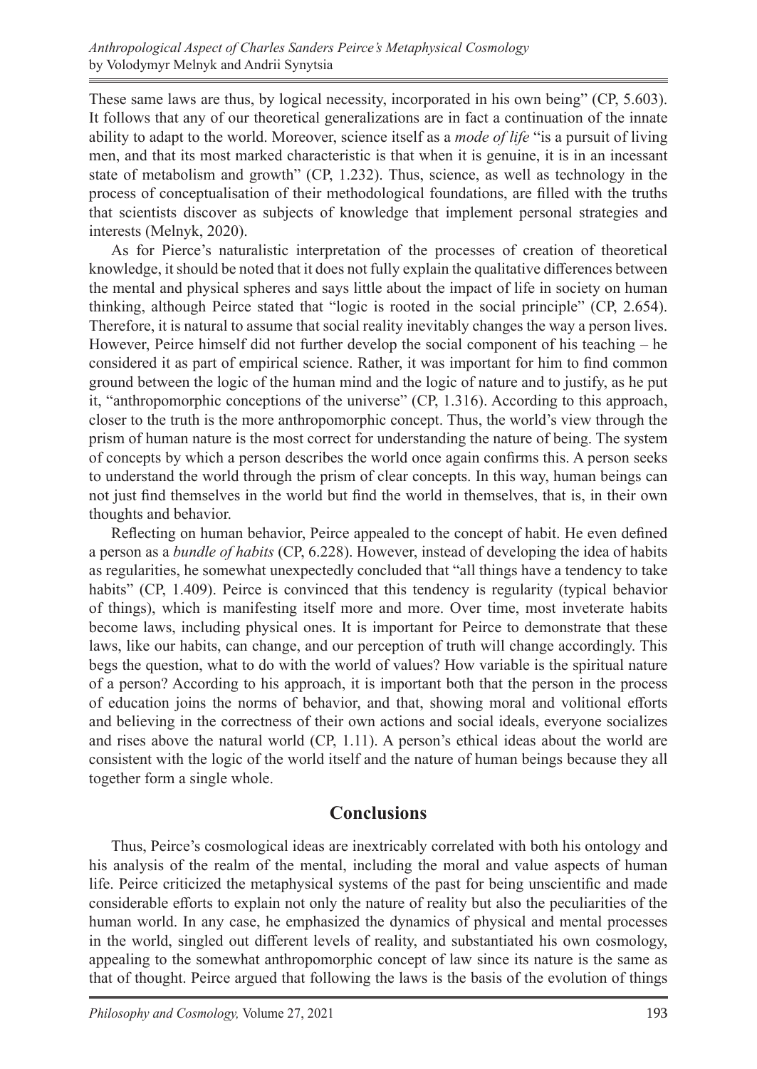These same laws are thus, by logical necessity, incorporated in his own being" (CP, 5.603). It follows that any of our theoretical generalizations are in fact a continuation of the innate ability to adapt to the world. Moreover, science itself as a *mode of life* "is a pursuit of living men, and that its most marked characteristic is that when it is genuine, it is in an incessant state of metabolism and growth" (CP, 1.232). Thus, science, as well as technology in the process of conceptualisation of their methodological foundations, are filled with the truths that scientists discover as subjects of knowledge that implement personal strategies and interests (Melnyk, 2020).

As for Pierce's naturalistic interpretation of the processes of creation of theoretical knowledge, it should be noted that it does not fully explain the qualitative differences between the mental and physical spheres and says little about the impact of life in society on human thinking, although Peirce stated that "logic is rooted in the social principle" (CP, 2.654). Therefore, it is natural to assume that social reality inevitably changes the way a person lives. However, Peirce himself did not further develop the social component of his teaching – he considered it as part of empirical science. Rather, it was important for him to find common ground between the logic of the human mind and the logic of nature and to justify, as he put it, "anthropomorphic conceptions of the universe" (CP, 1.316). According to this approach, closer to the truth is the more anthropomorphic concept. Thus, the world's view through the prism of human nature is the most correct for understanding the nature of being. The system of concepts by which a person describes the world once again confirms this. A person seeks to understand the world through the prism of clear concepts. In this way, human beings can not just find themselves in the world but find the world in themselves, that is, in their own thoughts and behavior.

Reflecting on human behavior, Peirce appealed to the concept of habit. He even defined a person as a *bundle of habits* (CP, 6.228). However, instead of developing the idea of habits as regularities, he somewhat unexpectedly concluded that "all things have a tendency to take habits" (CP, 1.409). Peirce is convinced that this tendency is regularity (typical behavior of things), which is manifesting itself more and more. Over time, most inveterate habits become laws, including physical ones. It is important for Peirce to demonstrate that these laws, like our habits, can change, and our perception of truth will change accordingly. This begs the question, what to do with the world of values? How variable is the spiritual nature of a person? According to his approach, it is important both that the person in the process of education joins the norms of behavior, and that, showing moral and volitional efforts and believing in the correctness of their own actions and social ideals, everyone socializes and rises above the natural world (CP, 1.11). A person's ethical ideas about the world are consistent with the logic of the world itself and the nature of human beings because they all together form a single whole.

## Conclusions

Thus, Peirce's cosmological ideas are inextricably correlated with both his ontology and his analysis of the realm of the mental, including the moral and value aspects of human life. Peirce criticized the metaphysical systems of the past for being unscientific and made considerable efforts to explain not only the nature of reality but also the peculiarities of the human world. In any case, he emphasized the dynamics of physical and mental processes in the world, singled out different levels of reality, and substantiated his own cosmology, appealing to the somewhat anthropomorphic concept of law since its nature is the same as that of thought. Peirce argued that following the laws is the basis of the evolution of things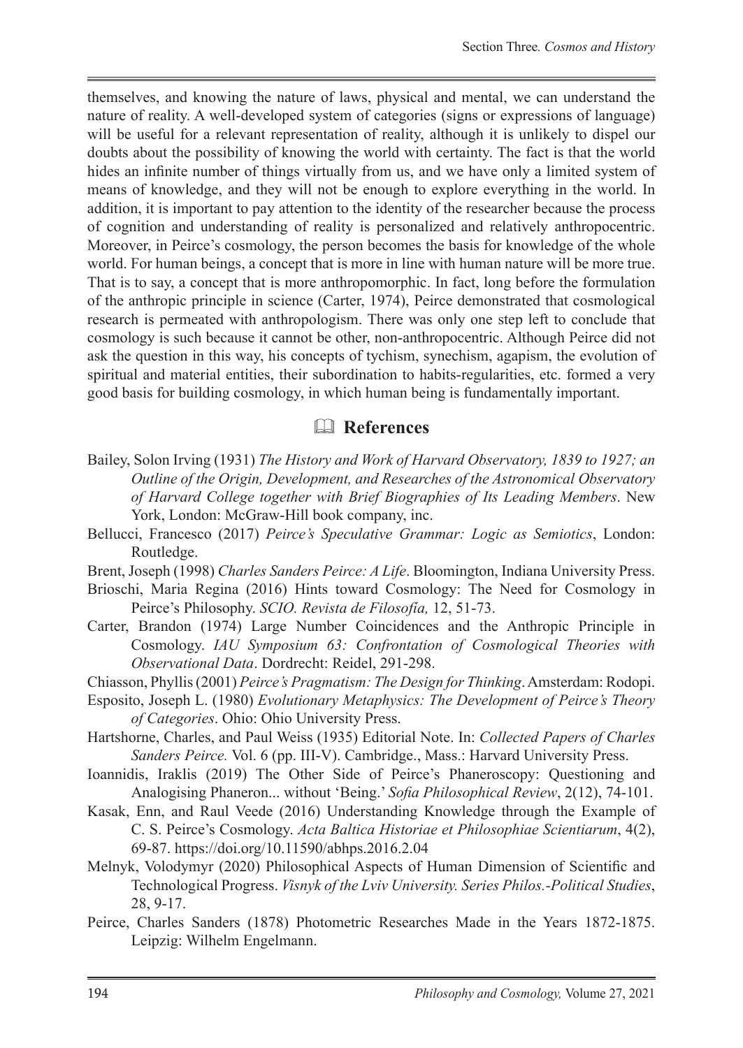themselves, and knowing the nature of laws, physical and mental, we can understand the nature of reality. A well-developed system of categories (signs or expressions of language) will be useful for a relevant representation of reality, although it is unlikely to dispel our doubts about the possibility of knowing the world with certainty. The fact is that the world hides an infinite number of things virtually from us, and we have only a limited system of means of knowledge, and they will not be enough to explore everything in the world. In addition, it is important to pay attention to the identity of the researcher because the process of cognition and understanding of reality is personalized and relatively anthropocentric. Moreover, in Peirce's cosmology, the person becomes the basis for knowledge of the whole world. For human beings, a concept that is more in line with human nature will be more true. That is to say, a concept that is more anthropomorphic. In fact, long before the formulation of the anthropic principle in science (Carter, 1974), Peirce demonstrated that cosmological research is permeated with anthropologism. There was only one step left to conclude that cosmology is such because it cannot be other, non-anthropocentric. Although Peirce did not ask the question in this way, his concepts of tychism, synechism, agapism, the evolution of spiritual and material entities, their subordination to habits-regularities, etc. formed a very good basis for building cosmology, in which human being is fundamentally important.

## References

Bailey, Solon Irving (1931) *The History and Work of Harvard Observatory, 1839 to 1927; an Outline of the Origin, Development, and Researches of the Astronomical Observatory of Harvard College together with Brief Biographies of Its Leading Members*. New York, London: McGraw-Hill book company, inc.

Bellucci, Francesco (2017) *Peirce's Speculative Grammar: Logic as Semiotics*, London: Routledge.

Brent, Joseph (1998) *Charles Sanders Peirce: A Life*. Bloomington, Indiana University Press.

Brioschi, Maria Regina (2016) Hints toward Cosmology: The Need for Cosmology in Peirce's Philosophy. *SCIO. Revista de Filosofía,* 12, 51-73.

Carter, Brandon (1974) Large Number Coincidences and the Anthropic Principle in Cosmology. *IAU Symposium 63: Confrontation of Cosmological Theories with Observational Data*. Dordrecht: Reidel, 291-298.

Chiasson, Phyllis (2001) *Peirce's Pragmatism: The Design for Thinking*. Amsterdam: Rodopi.

Esposito, Joseph L. (1980) *Evolutionary Metaphysics: The Development of Peirce's Theory of Categories*. Ohio: Ohio University Press.

Hartshorne, Charles, and Paul Weiss (1935) Editorial Note. In: *Collected Papers of Charles Sanders Peirce.* Vol. 6 (pp. III-V). Cambridge., Mass.: Harvard University Press.

Ioannidis, Iraklis (2019) The Other Side of Peirce's Phaneroscopy: Questioning and Analogising Phaneron... without 'Being.' *Sofia Philosophical Review*, 2(12), 74-101.

Kasak, Enn, and Raul Veede (2016) Understanding Knowledge through the Example of C. S. Peirce's Cosmology. *Acta Baltica Historiae et Philosophiae Scientiarum*, 4(2), 69-87. https://doi.org/10.11590/abhps.2016.2.04

Melnyk, Volodymyr (2020) Philosophical Aspects of Human Dimension of Scientific and Technological Progress. *Visnyk of the Lviv University. Series Philos.-Political Studies*, 28, 9-17.

Peirce, Charles Sanders (1878) Photometric Researches Made in the Years 1872-1875. Leipzig: Wilhelm Engelmann.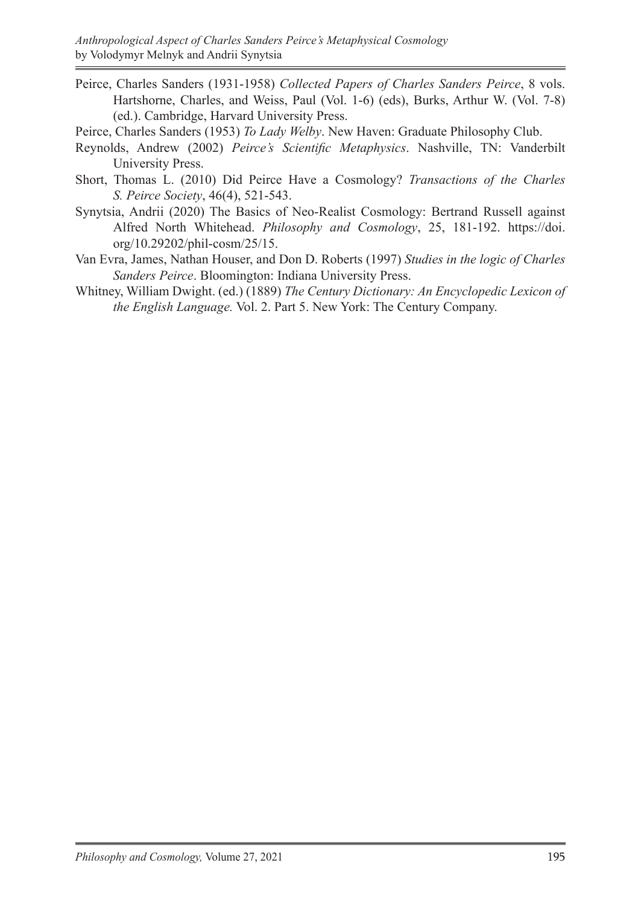Peirce, Charles Sanders (1931-1958) *Collected Papers of Charles Sanders Peirce*, 8 vols. Hartshorne, Charles, and Weiss, Paul (Vol. 1-6) (eds), Burks, Arthur W. (Vol. 7-8) (ed.). Cambridge, Harvard University Press.

Peirce, Charles Sanders (1953) *To Lady Welby*. New Haven: Graduate Philosophy Club.

Reynolds, Andrew (2002) *Peirce's Scientific Metaphysics*. Nashville, TN: Vanderbilt University Press.

Short, Thomas L. (2010) Did Peirce Have a Cosmology? *Transactions of the Charles S. Peirce Society*, 46(4), 521-543.

Synytsia, Andrii (2020) The Basics of Neo-Realist Cosmology: Bertrand Russell against Alfred North Whitehead. *Philosophy and Cosmology*, 25, 181-192. https://doi.org/10.29202/phil-cosm/25/15.

Van Evra, James, Nathan Houser, and Don D. Roberts (1997) *Studies in the logic of Charles Sanders Peirce*. Bloomington: Indiana University Press.

Whitney, William Dwight. (ed.) (1889) *The Century Dictionary: An Encyclopedic Lexicon of the English Language.* Vol. 2. Part 5. New York: The Century Company.